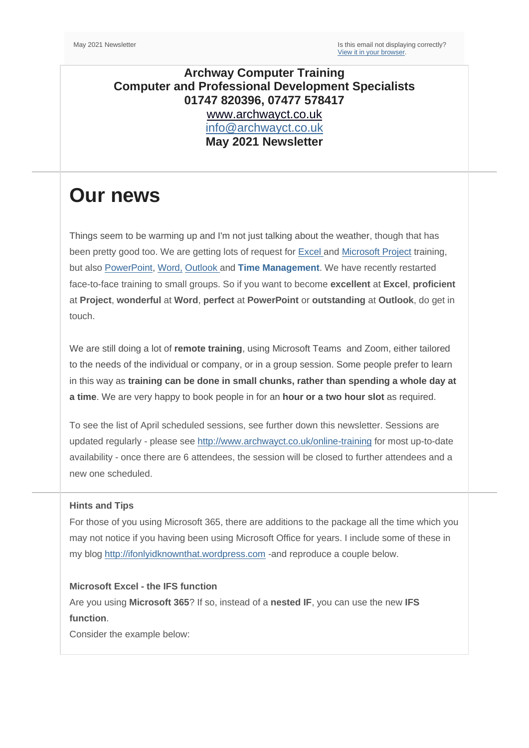May 2021 Newsletter

Is this email not displaying correctly?
[View it in your browser](#).

**Archway Computer Training**
**Computer and Professional Development Specialists**
**01747 820396, 07477 578417**
[www.archwayct.co.uk](http://www.archwayct.co.uk)
[info@archwayct.co.uk](mailto:info@archwayct.co.uk)
**May 2021 Newsletter**

# Our news

Things seem to be warming up and I'm not just talking about the weather, though that has been pretty good too. We are getting lots of request for [Excel](#) and [Microsoft Project](#) training, but also [PowerPoint](#), [Word,](#) [Outlook](#) and **Time Management**. We have recently restarted face-to-face training to small groups. So if you want to become **excellent** at **Excel**, **proficient** at **Project**, **wonderful** at **Word**, **perfect** at **PowerPoint** or **outstanding** at **Outlook**, do get in touch.

We are still doing a lot of **remote training**, using Microsoft Teams and Zoom, either tailored to the needs of the individual or company, or in a group session. Some people prefer to learn in this way as **training can be done in small chunks, rather than spending a whole day at a time**. We are very happy to book people in for an **hour or a two hour slot** as required.

To see the list of April scheduled sessions, see further down this newsletter. Sessions are updated regularly - please see [http://www.archwayct.co.uk/online-training](http://www.archwayct.co.uk/online-training) for most up-to-date availability - once there are 6 attendees, the session will be closed to further attendees and a new one scheduled.

**Hints and Tips**

For those of you using Microsoft 365, there are additions to the package all the time which you may not notice if you having been using Microsoft Office for years. I include some of these in my blog [http://ifonlyidknownthat.wordpress.com](http://ifonlyidknownthat.wordpress.com) -and reproduce a couple below.

**Microsoft Excel - the IFS function**

Are you using **Microsoft 365**? If so, instead of a **nested IF**, you can use the new **IFS function**.

Consider the example below: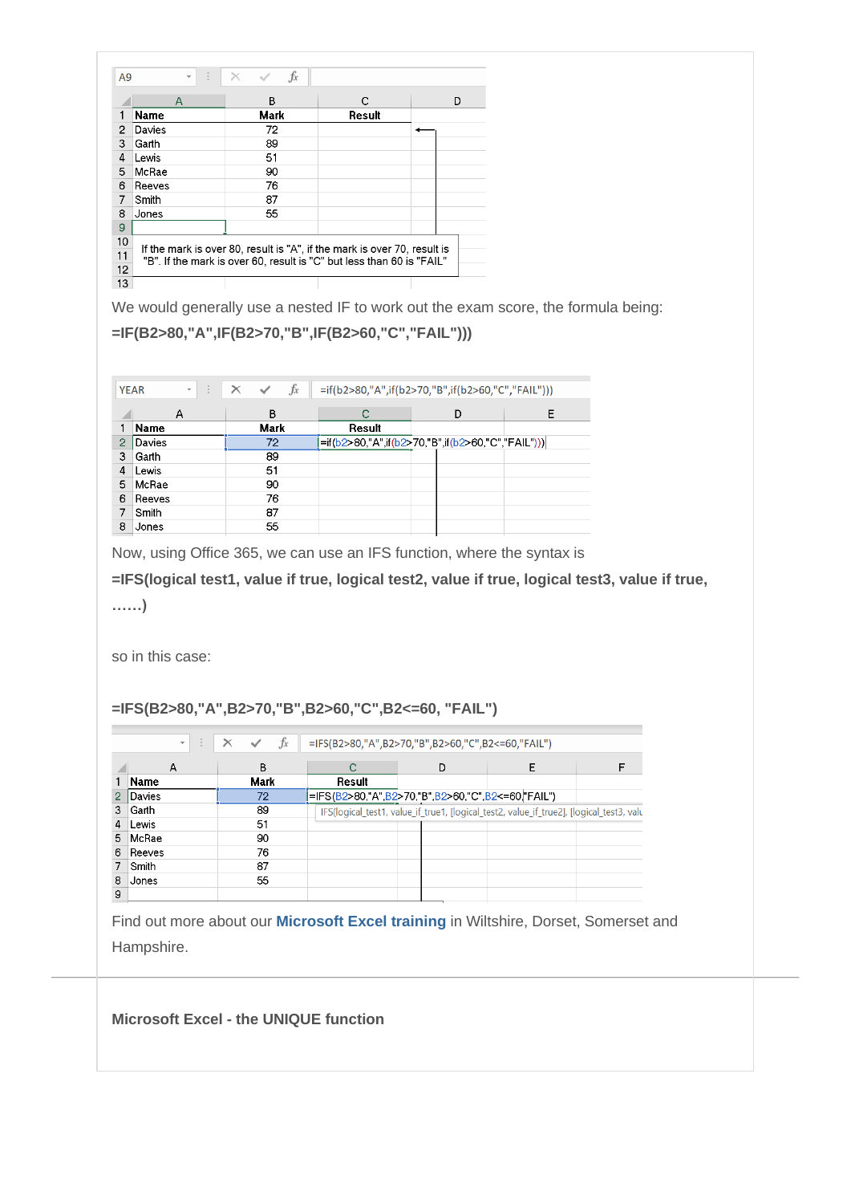| | A | B | C | D |
|---|---|---|---|---|
| 1 | Name | Mark | Result | |
| 2 | Davies | 72 | | |
| 3 | Garth | 89 | | |
| 4 | Lewis | 51 | | |
| 5 | McRae | 90 | | |
| 6 | Reeves | 76 | | |
| 7 | Smith | 87 | | |
| 8 | Jones | 55 | | |

If the mark is over 80, result is "A", if the mark is over 70, result is "B". If the mark is over 60, result is "C" but less than 60 is "FAIL"

We would generally use a nested IF to work out the exam score, the formula being:

**=IF(B2>80,"A",IF(B2>70,"B",IF(B2>60,"C","FAIL")))**

=if(b2>80,"A",if(b2>70,"B",if(b2>60,"C","FAIL")))

| | A | B | C | D | E |
|---|---|---|---|---|---|
| 1 | Name | Mark | Result | | |
| 2 | Davies | 72 | =if(b2>80,"A",if(b2>70,"B",if(b2>60,"C","FAIL"))) | | |
| 3 | Garth | 89 | | | |
| 4 | Lewis | 51 | | | |
| 5 | McRae | 90 | | | |
| 6 | Reeves | 76 | | | |
| 7 | Smith | 87 | | | |
| 8 | Jones | 55 | | | |

Now, using Office 365, we can use an IFS function, where the syntax is

**=IFS(logical test1, value if true, logical test2, value if true, logical test3, value if true, ……)**

so in this case:

**=IFS(B2>80,"A",B2>70,"B",B2>60,"C",B2<=60, "FAIL")**

=IFS(B2>80,"A",B2>70,"B",B2>60,"C",B2<=60,"FAIL")

| | A | B | C | D | E | F |
|---|---|---|---|---|---|---|
| 1 | Name | Mark | Result | | | |
| 2 | Davies | 72 | =IFS(B2>80,"A",B2>70,"B",B2>60,"C",B2<=60,"FAIL") | | | |
| 3 | Garth | 89 | IFS(logical_test1, value_if_true1, [logical_test2, value_if_true2], [logical_test3, valu | | | |
| 4 | Lewis | 51 | | | | |
| 5 | McRae | 90 | | | | |
| 6 | Reeves | 76 | | | | |
| 7 | Smith | 87 | | | | |
| 8 | Jones | 55 | | | | |
| 9 | | | | | | |

Find out more about our **Microsoft Excel training** in Wiltshire, Dorset, Somerset and Hampshire.

---

**Microsoft Excel - the UNIQUE function**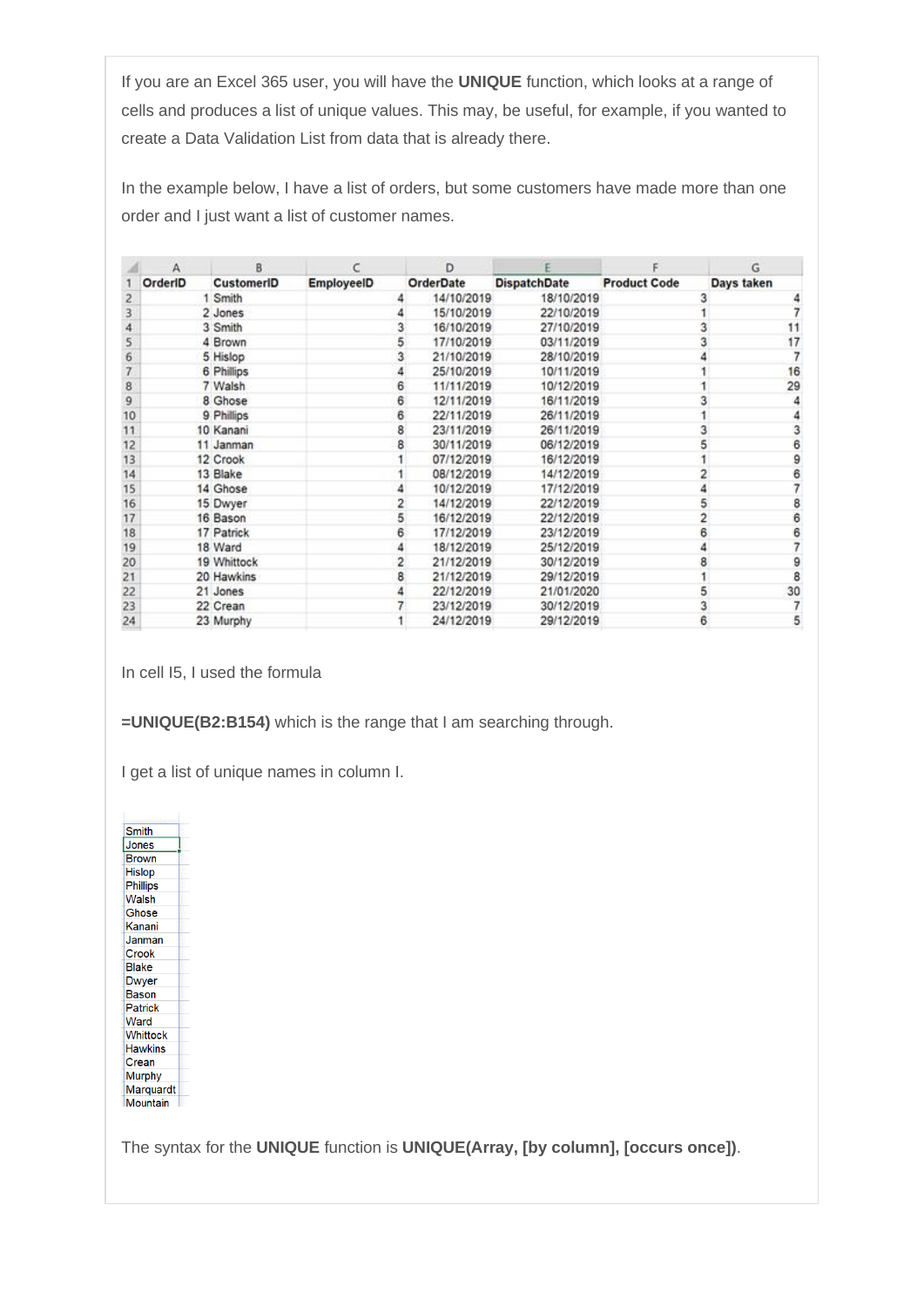If you are an Excel 365 user, you will have the **UNIQUE** function, which looks at a range of cells and produces a list of unique values. This may, be useful, for example, if you wanted to create a Data Validation List from data that is already there.

In the example below, I have a list of orders, but some customers have made more than one order and I just want a list of customer names.

| | A | B | C | D | E | F | G |
|---|---|---|---|---|---|---|---|
| 1 | OrderID | CustomerID | EmployeeID | OrderDate | DispatchDate | Product Code | Days taken |
| 2 | 1 | Smith | 4 | 14/10/2019 | 18/10/2019 | 3 | 4 |
| 3 | 2 | Jones | 4 | 15/10/2019 | 22/10/2019 | 1 | 7 |
| 4 | 3 | Smith | 3 | 16/10/2019 | 27/10/2019 | 3 | 11 |
| 5 | 4 | Brown | 5 | 17/10/2019 | 03/11/2019 | 3 | 17 |
| 6 | 5 | Hislop | 3 | 21/10/2019 | 28/10/2019 | 4 | 7 |
| 7 | 6 | Phillips | 4 | 25/10/2019 | 10/11/2019 | 1 | 16 |
| 8 | 7 | Walsh | 6 | 11/11/2019 | 10/12/2019 | 1 | 29 |
| 9 | 8 | Ghose | 6 | 12/11/2019 | 16/11/2019 | 3 | 4 |
| 10 | 9 | Phillips | 6 | 22/11/2019 | 26/11/2019 | 1 | 4 |
| 11 | 10 | Kanani | 8 | 23/11/2019 | 26/11/2019 | 3 | 3 |
| 12 | 11 | Janman | 8 | 30/11/2019 | 06/12/2019 | 5 | 6 |
| 13 | 12 | Crook | 1 | 07/12/2019 | 16/12/2019 | 1 | 9 |
| 14 | 13 | Blake | 1 | 08/12/2019 | 14/12/2019 | 2 | 6 |
| 15 | 14 | Ghose | 4 | 10/12/2019 | 17/12/2019 | 4 | 7 |
| 16 | 15 | Dwyer | 2 | 14/12/2019 | 22/12/2019 | 5 | 8 |
| 17 | 16 | Bason | 5 | 16/12/2019 | 22/12/2019 | 2 | 6 |
| 18 | 17 | Patrick | 6 | 17/12/2019 | 23/12/2019 | 6 | 6 |
| 19 | 18 | Ward | 4 | 18/12/2019 | 25/12/2019 | 4 | 7 |
| 20 | 19 | Whittock | 2 | 21/12/2019 | 30/12/2019 | 8 | 9 |
| 21 | 20 | Hawkins | 8 | 21/12/2019 | 29/12/2019 | 1 | 8 |
| 22 | 21 | Jones | 4 | 22/12/2019 | 21/01/2020 | 5 | 30 |
| 23 | 22 | Crean | 7 | 23/12/2019 | 30/12/2019 | 3 | 7 |
| 24 | 23 | Murphy | 1 | 24/12/2019 | 29/12/2019 | 6 | 5 |

In cell I5, I used the formula

**=UNIQUE(B2:B154)** which is the range that I am searching through.

I get a list of unique names in column I.

| |
|---|
| Smith |
| Jones |
| Brown |
| Hislop |
| Phillips |
| Walsh |
| Ghose |
| Kanani |
| Janman |
| Crook |
| Blake |
| Dwyer |
| Bason |
| Patrick |
| Ward |
| Whittock |
| Hawkins |
| Crean |
| Murphy |
| Marquardt |
| Mountain |

The syntax for the **UNIQUE** function is **UNIQUE(Array, [by column], [occurs once])**.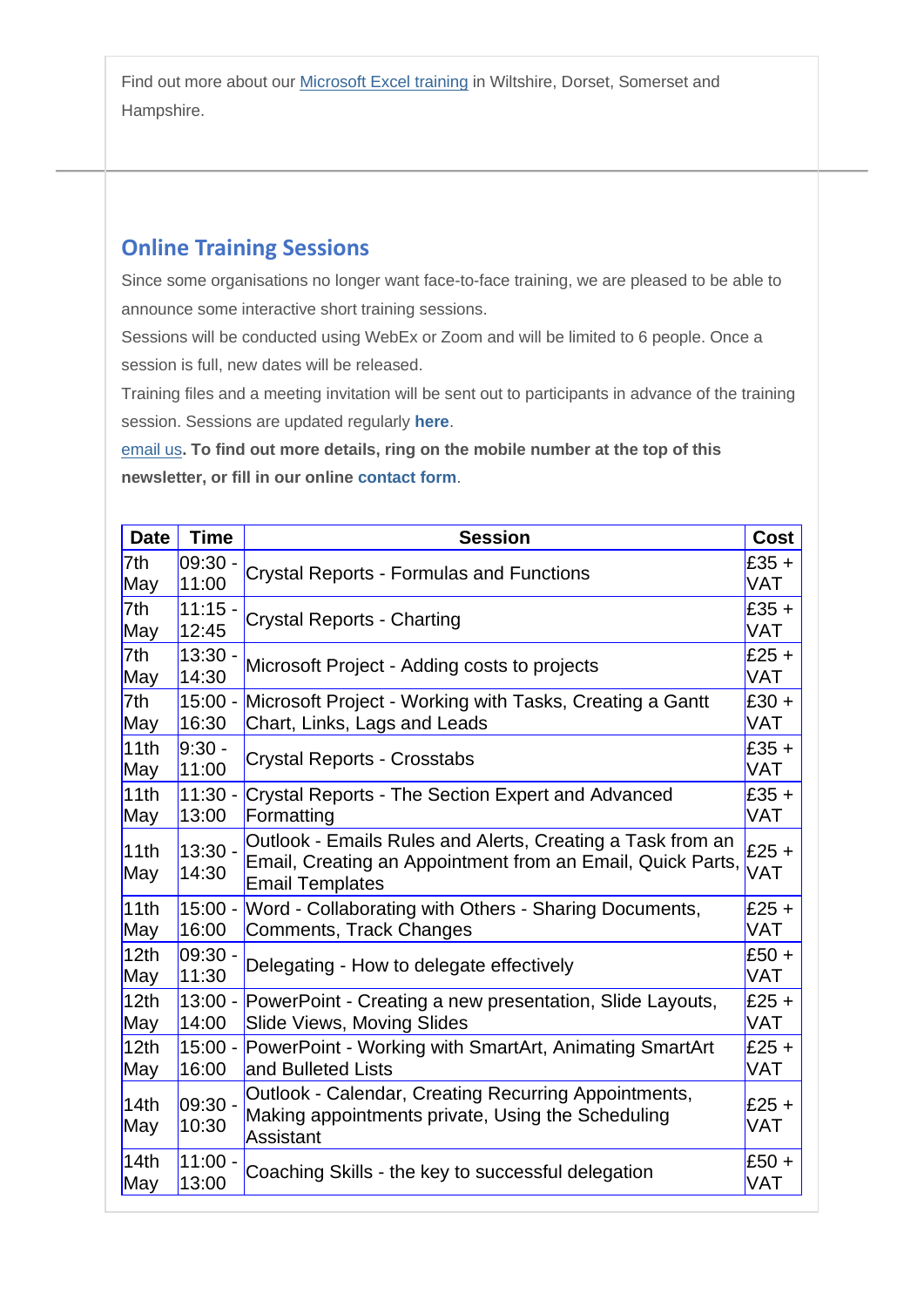Find out more about our Microsoft Excel training in Wiltshire, Dorset, Somerset and Hampshire.

## Online Training Sessions

Since some organisations no longer want face-to-face training, we are pleased to be able to announce some interactive short training sessions.

Sessions will be conducted using WebEx or Zoom and will be limited to 6 people. Once a session is full, new dates will be released.

Training files and a meeting invitation will be sent out to participants in advance of the training session. Sessions are updated regularly **here**.

email us**. To find out more details, ring on the mobile number at the top of this newsletter, or fill in our online contact form**.

| Date | Time | Session | Cost |
|---|---|---|---|
| 7th May | 09:30 - 11:00 | Crystal Reports - Formulas and Functions | £35 + VAT |
| 7th May | 11:15 - 12:45 | Crystal Reports - Charting | £35 + VAT |
| 7th May | 13:30 - 14:30 | Microsoft Project - Adding costs to projects | £25 + VAT |
| 7th May | 15:00 - 16:30 | Microsoft Project - Working with Tasks, Creating a Gantt Chart, Links, Lags and Leads | £30 + VAT |
| 11th May | 9:30 - 11:00 | Crystal Reports - Crosstabs | £35 + VAT |
| 11th May | 11:30 - 13:00 | Crystal Reports - The Section Expert and Advanced Formatting | £35 + VAT |
| 11th May | 13:30 - 14:30 | Outlook - Emails Rules and Alerts, Creating a Task from an Email, Creating an Appointment from an Email, Quick Parts, Email Templates | £25 + VAT |
| 11th May | 15:00 - 16:00 | Word - Collaborating with Others - Sharing Documents, Comments, Track Changes | £25 + VAT |
| 12th May | 09:30 - 11:30 | Delegating - How to delegate effectively | £50 + VAT |
| 12th May | 13:00 - 14:00 | PowerPoint - Creating a new presentation, Slide Layouts, Slide Views, Moving Slides | £25 + VAT |
| 12th May | 15:00 - 16:00 | PowerPoint - Working with SmartArt, Animating SmartArt and Bulleted Lists | £25 + VAT |
| 14th May | 09:30 - 10:30 | Outlook - Calendar, Creating Recurring Appointments, Making appointments private, Using the Scheduling Assistant | £25 + VAT |
| 14th May | 11:00 - 13:00 | Coaching Skills - the key to successful delegation | £50 + VAT |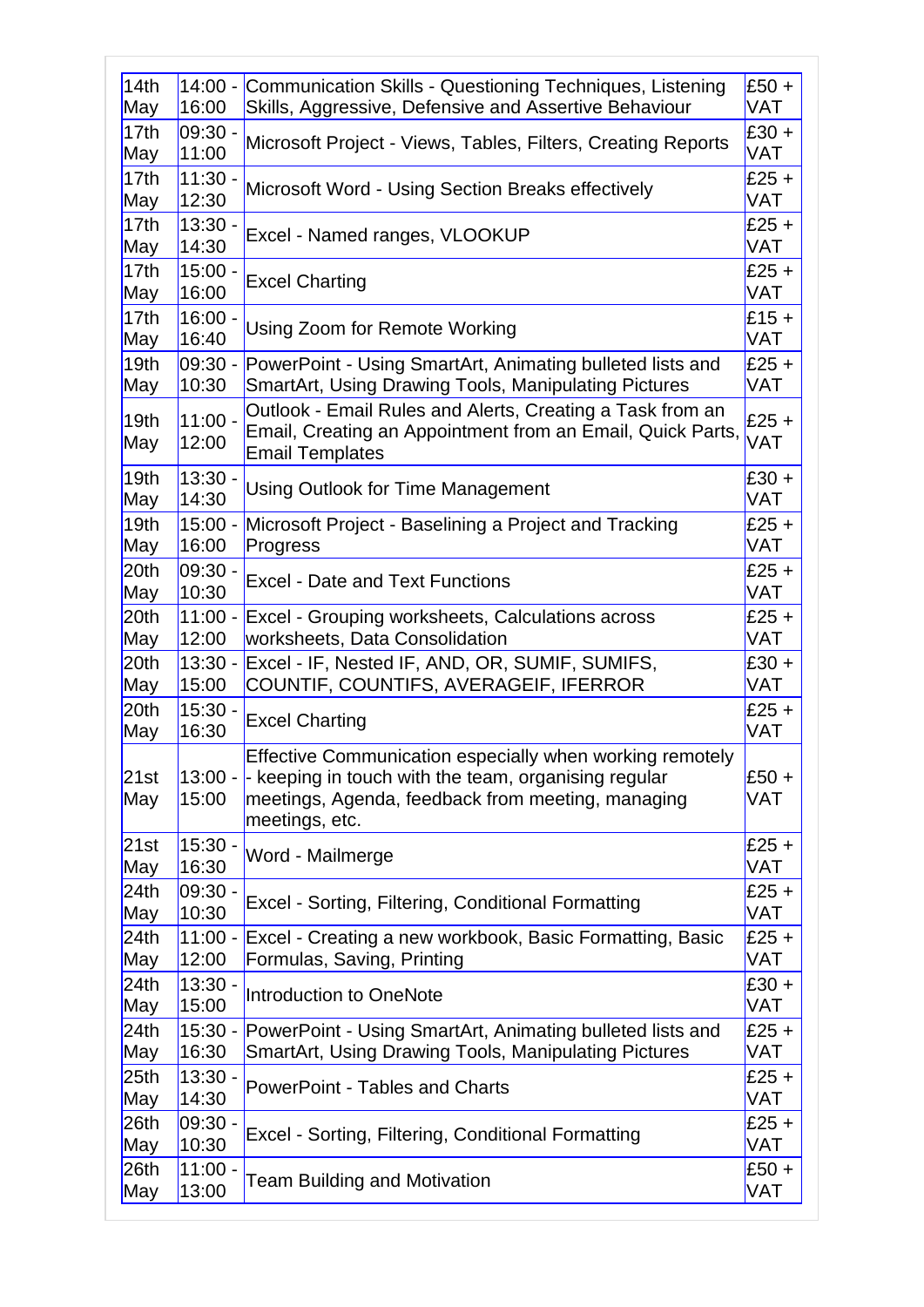| 14th May | 14:00 - 16:00 | Communication Skills - Questioning Techniques, Listening Skills, Aggressive, Defensive and Assertive Behaviour | £50 + VAT |
|---|---|---|---|
| 17th May | 09:30 - 11:00 | Microsoft Project - Views, Tables, Filters, Creating Reports | £30 + VAT |
| 17th May | 11:30 - 12:30 | Microsoft Word - Using Section Breaks effectively | £25 + VAT |
| 17th May | 13:30 - 14:30 | Excel - Named ranges, VLOOKUP | £25 + VAT |
| 17th May | 15:00 - 16:00 | Excel Charting | £25 + VAT |
| 17th May | 16:00 - 16:40 | Using Zoom for Remote Working | £15 + VAT |
| 19th May | 09:30 - 10:30 | PowerPoint - Using SmartArt, Animating bulleted lists and SmartArt, Using Drawing Tools, Manipulating Pictures | £25 + VAT |
| 19th May | 11:00 - 12:00 | Outlook - Email Rules and Alerts, Creating a Task from an Email, Creating an Appointment from an Email, Quick Parts, Email Templates | £25 + VAT |
| 19th May | 13:30 - 14:30 | Using Outlook for Time Management | £30 + VAT |
| 19th May | 15:00 - 16:00 | Microsoft Project - Baselining a Project and Tracking Progress | £25 + VAT |
| 20th May | 09:30 - 10:30 | Excel - Date and Text Functions | £25 + VAT |
| 20th May | 11:00 - 12:00 | Excel - Grouping worksheets, Calculations across worksheets, Data Consolidation | £25 + VAT |
| 20th May | 13:30 - 15:00 | Excel - IF, Nested IF, AND, OR, SUMIF, SUMIFS, COUNTIF, COUNTIFS, AVERAGEIF, IFERROR | £30 + VAT |
| 20th May | 15:30 - 16:30 | Excel Charting | £25 + VAT |
| 21st May | 13:00 - 15:00 | Effective Communication especially when working remotely - keeping in touch with the team, organising regular meetings, Agenda, feedback from meeting, managing meetings, etc. | £50 + VAT |
| 21st May | 15:30 - 16:30 | Word - Mailmerge | £25 + VAT |
| 24th May | 09:30 - 10:30 | Excel - Sorting, Filtering, Conditional Formatting | £25 + VAT |
| 24th May | 11:00 - 12:00 | Excel - Creating a new workbook, Basic Formatting, Basic Formulas, Saving, Printing | £25 + VAT |
| 24th May | 13:30 - 15:00 | Introduction to OneNote | £30 + VAT |
| 24th May | 15:30 - 16:30 | PowerPoint - Using SmartArt, Animating bulleted lists and SmartArt, Using Drawing Tools, Manipulating Pictures | £25 + VAT |
| 25th May | 13:30 - 14:30 | PowerPoint - Tables and Charts | £25 + VAT |
| 26th May | 09:30 - 10:30 | Excel - Sorting, Filtering, Conditional Formatting | £25 + VAT |
| 26th May | 11:00 - 13:00 | Team Building and Motivation | £50 + VAT |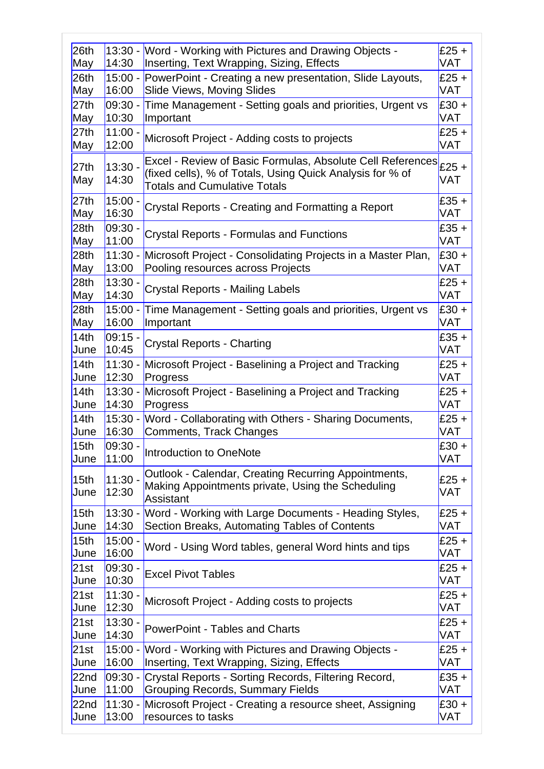| | | | |
|---|---|---|---|
| 26th May | 13:30 - 14:30 | Word - Working with Pictures and Drawing Objects - Inserting, Text Wrapping, Sizing, Effects | £25 + VAT |
| 26th May | 15:00 - 16:00 | PowerPoint - Creating a new presentation, Slide Layouts, Slide Views, Moving Slides | £25 + VAT |
| 27th May | 09:30 - 10:30 | Time Management - Setting goals and priorities, Urgent vs Important | £30 + VAT |
| 27th May | 11:00 - 12:00 | Microsoft Project - Adding costs to projects | £25 + VAT |
| 27th May | 13:30 - 14:30 | Excel - Review of Basic Formulas, Absolute Cell References (fixed cells), % of Totals, Using Quick Analysis for % of Totals and Cumulative Totals | £25 + VAT |
| 27th May | 15:00 - 16:30 | Crystal Reports - Creating and Formatting a Report | £35 + VAT |
| 28th May | 09:30 - 11:00 | Crystal Reports - Formulas and Functions | £35 + VAT |
| 28th May | 11:30 - 13:00 | Microsoft Project - Consolidating Projects in a Master Plan, Pooling resources across Projects | £30 + VAT |
| 28th May | 13:30 - 14:30 | Crystal Reports - Mailing Labels | £25 + VAT |
| 28th May | 15:00 - 16:00 | Time Management - Setting goals and priorities, Urgent vs Important | £30 + VAT |
| 14th June | 09:15 - 10:45 | Crystal Reports - Charting | £35 + VAT |
| 14th June | 11:30 - 12:30 | Microsoft Project - Baselining a Project and Tracking Progress | £25 + VAT |
| 14th June | 13:30 - 14:30 | Microsoft Project - Baselining a Project and Tracking Progress | £25 + VAT |
| 14th June | 15:30 - 16:30 | Word - Collaborating with Others - Sharing Documents, Comments, Track Changes | £25 + VAT |
| 15th June | 09:30 - 11:00 | Introduction to OneNote | £30 + VAT |
| 15th June | 11:30 - 12:30 | Outlook - Calendar, Creating Recurring Appointments, Making Appointments private, Using the Scheduling Assistant | £25 + VAT |
| 15th June | 13:30 - 14:30 | Word - Working with Large Documents - Heading Styles, Section Breaks, Automating Tables of Contents | £25 + VAT |
| 15th June | 15:00 - 16:00 | Word - Using Word tables, general Word hints and tips | £25 + VAT |
| 21st June | 09:30 - 10:30 | Excel Pivot Tables | £25 + VAT |
| 21st June | 11:30 - 12:30 | Microsoft Project - Adding costs to projects | £25 + VAT |
| 21st June | 13:30 - 14:30 | PowerPoint - Tables and Charts | £25 + VAT |
| 21st June | 15:00 - 16:00 | Word - Working with Pictures and Drawing Objects - Inserting, Text Wrapping, Sizing, Effects | £25 + VAT |
| 22nd June | 09:30 - 11:00 | Crystal Reports - Sorting Records, Filtering Record, Grouping Records, Summary Fields | £35 + VAT |
| 22nd June | 11:30 - 13:00 | Microsoft Project - Creating a resource sheet, Assigning resources to tasks | £30 + VAT |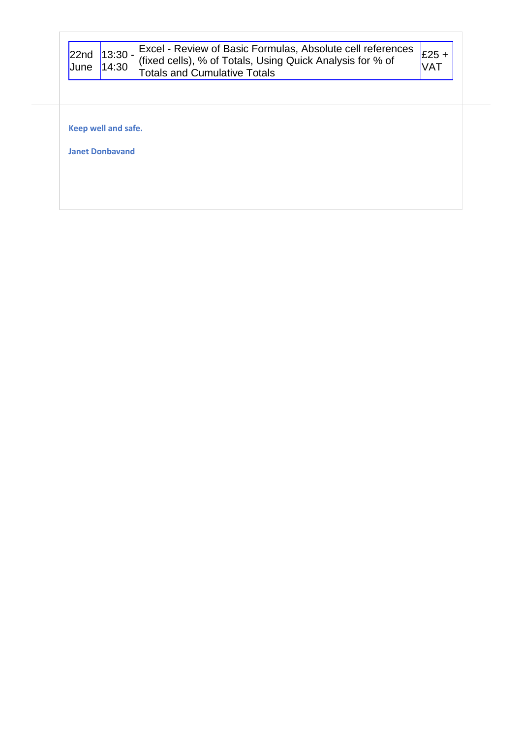| | | | |
|---|---|---|---|
| 22nd June | 13:30 - 14:30 | Excel - Review of Basic Formulas, Absolute cell references (fixed cells), % of Totals, Using Quick Analysis for % of Totals and Cumulative Totals | £25 + VAT |

**Keep well and safe.**

**Janet Donbavand**